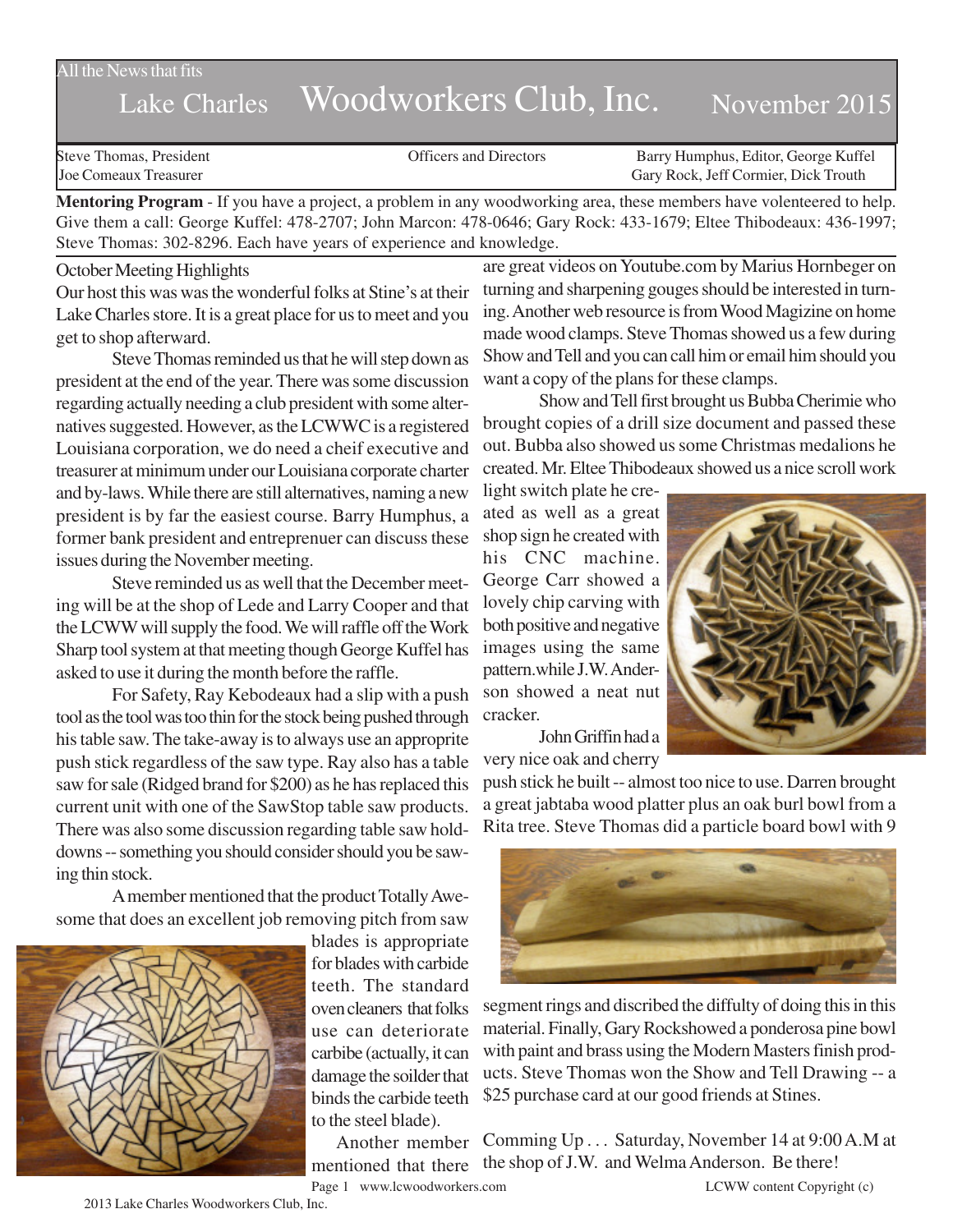All the News that fits

# Lake Charles Woodworkers Club, Inc. November 2015

| Steve Thomas, President | Officers and Directors | Barry Humphus, Editor, George Kuffel |
|---|---|---|
| Joe Comeaux Treasurer | | Gary Rock, Jeff Cormier, Dick Trouth |

**Mentoring Program** - If you have a project, a problem in any woodworking area, these members have volenteered to help. Give them a call: George Kuffel: 478-2707; John Marcon: 478-0646; Gary Rock: 433-1679; Eltee Thibodeaux: 436-1997; Steve Thomas: 302-8296. Each have years of experience and knowledge.

## October Meeting Highlights

Our host this was was the wonderful folks at Stine's at their Lake Charles store. It is a great place for us to meet and you get to shop afterward.

Steve Thomas reminded us that he will step down as president at the end of the year. There was some discussion regarding actually needing a club president with some alternatives suggested. However, as the LCWWC is a registered Louisiana corporation, we do need a cheif executive and treasurer at minimum under our Louisiana corporate charter and by-laws. While there are still alternatives, naming a new president is by far the easiest course. Barry Humphus, a former bank president and entreprenuer can discuss these issues during the November meeting.

Steve reminded us as well that the December meeting will be at the shop of Lede and Larry Cooper and that the LCWW will supply the food. We will raffle off the Work Sharp tool system at that meeting though George Kuffel has asked to use it during the month before the raffle.

For Safety, Ray Kebodeaux had a slip with a push tool as the tool was too thin for the stock being pushed through his table saw. The take-away is to always use an approprite push stick regardless of the saw type. Ray also has a table saw for sale (Ridged brand for $200) as he has replaced this current unit with one of the SawStop table saw products. There was also some discussion regarding table saw hold-downs -- something you should consider should you be sawing thin stock.

A member mentioned that the product Totally Awesome that does an excellent job removing pitch from saw blades is appropriate for blades with carbide teeth. The standard oven cleaners that folks use can deteriorate carbibe (actually, it can damage the soilder that binds the carbide teeth to the steel blade).

Another member mentioned that there are great videos on Youtube.com by Marius Hornbeger on turning and sharpening gouges should be interested in turning. Another web resource is from Wood Magizine on home made wood clamps. Steve Thomas showed us a few during Show and Tell and you can call him or email him should you want a copy of the plans for these clamps.

Show and Tell first brought us Bubba Cherimie who brought copies of a drill size document and passed these out. Bubba also showed us some Christmas medalions he created. Mr. Eltee Thibodeaux showed us a nice scroll work light switch plate he created as well as a great shop sign he created with his CNC machine. George Carr showed a lovely chip carving with both positive and negative images using the same pattern.while J.W. Anderson showed a neat nut cracker.

John Griffin had a very nice oak and cherry push stick he built -- almost too nice to use. Darren brought a great jabtaba wood platter plus an oak burl bowl from a Rita tree. Steve Thomas did a particle board bowl with 9 segment rings and discribed the diffulty of doing this in this material. Finally, Gary Rockshowed a ponderosa pine bowl with paint and brass using the Modern Masters finish products. Steve Thomas won the Show and Tell Drawing -- a $25 purchase card at our good friends at Stines.

Comming Up . . . Saturday, November 14 at 9:00 A.M at the shop of J.W. and Welma Anderson. Be there!

www.lcwoodworkers.com LCWW content Copyright (c) 2013 Lake Charles Woodworkers Club, Inc.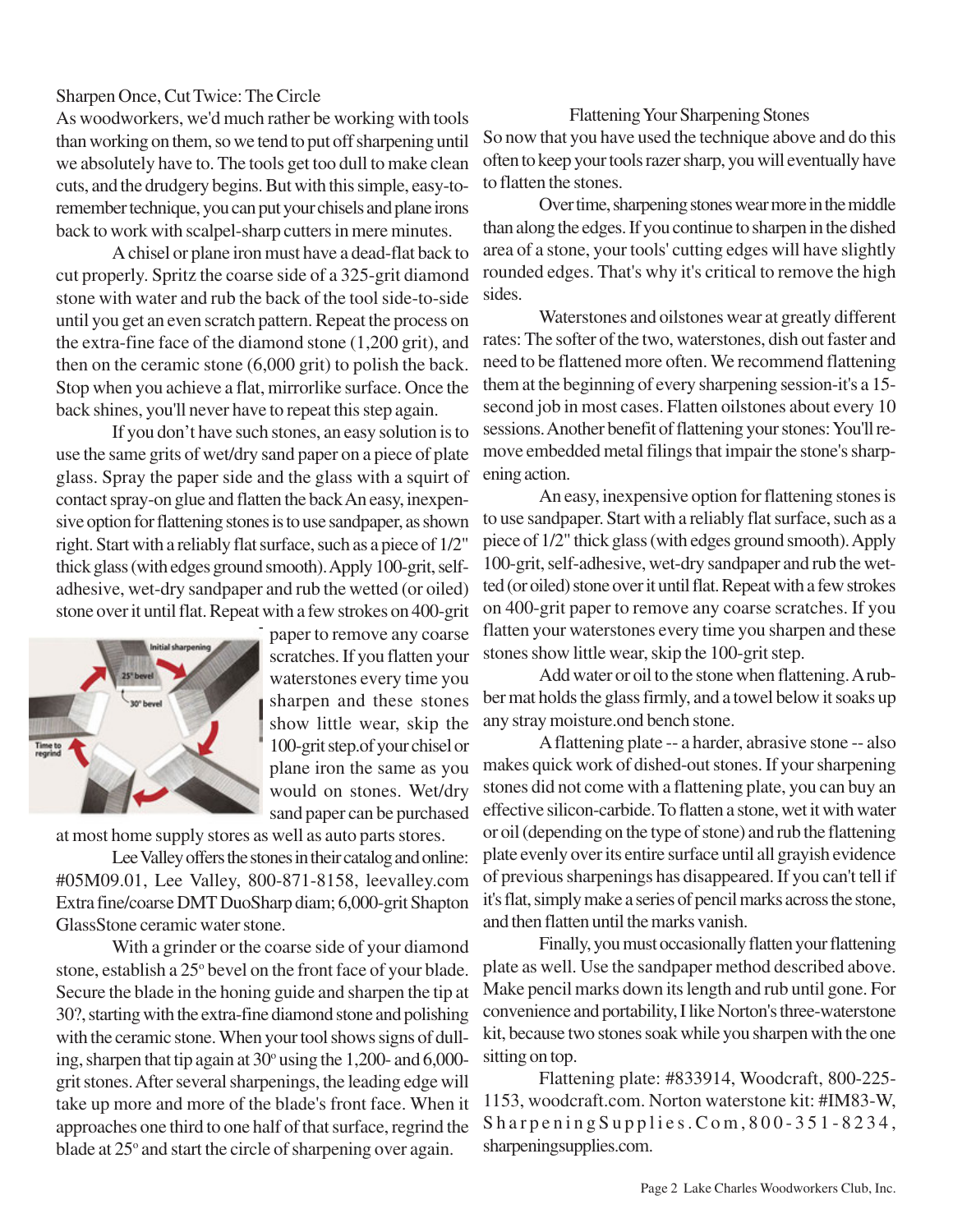## Sharpen Once, Cut Twice: The Circle

As woodworkers, we'd much rather be working with tools than working on them, so we tend to put off sharpening until we absolutely have to. The tools get too dull to make clean cuts, and the drudgery begins. But with this simple, easy-to-remember technique, you can put your chisels and plane irons back to work with scalpel-sharp cutters in mere minutes.

A chisel or plane iron must have a dead-flat back to cut properly. Spritz the coarse side of a 325-grit diamond stone with water and rub the back of the tool side-to-side until you get an even scratch pattern. Repeat the process on the extra-fine face of the diamond stone (1,200 grit), and then on the ceramic stone (6,000 grit) to polish the back. Stop when you achieve a flat, mirrorlike surface. Once the back shines, you'll never have to repeat this step again.

If you don't have such stones, an easy solution is to use the same grits of wet/dry sand paper on a piece of plate glass. Spray the paper side and the glass with a squirt of contact spray-on glue and flatten the back An easy, inexpensive option for flattening stones is to use sandpaper, as shown right. Start with a reliably flat surface, such as a piece of 1/2" thick glass (with edges ground smooth). Apply 100-grit, self-adhesive, wet-dry sandpaper and rub the wetted (or oiled) stone over it until flat. Repeat with a few strokes on 400-grit paper to remove any coarse scratches. If you flatten your waterstones every time you sharpen and these stones show little wear, skip the 100-grit step.of your chisel or plane iron the same as you would on stones. Wet/dry sand paper can be purchased at most home supply stores as well as auto parts stores.

Lee Valley offers the stones in their catalog and online: #05M09.01, Lee Valley, 800-871-8158, leevalley.com Extra fine/coarse DMT DuoSharp diam; 6,000-grit Shapton GlassStone ceramic water stone.

With a grinder or the coarse side of your diamond stone, establish a 25º bevel on the front face of your blade. Secure the blade in the honing guide and sharpen the tip at 30?, starting with the extra-fine diamond stone and polishing with the ceramic stone. When your tool shows signs of dulling, sharpen that tip again at 30º using the 1,200- and 6,000-grit stones. After several sharpenings, the leading edge will take up more and more of the blade's front face. When it approaches one third to one half of that surface, regrind the blade at 25º and start the circle of sharpening over again.

## Flattening Your Sharpening Stones

So now that you have used the technique above and do this often to keep your tools razer sharp, you will eventually have to flatten the stones.

Over time, sharpening stones wear more in the middle than along the edges. If you continue to sharpen in the dished area of a stone, your tools' cutting edges will have slightly rounded edges. That's why it's critical to remove the high sides.

Waterstones and oilstones wear at greatly different rates: The softer of the two, waterstones, dish out faster and need to be flattened more often. We recommend flattening them at the beginning of every sharpening session-it's a 15-second job in most cases. Flatten oilstones about every 10 sessions. Another benefit of flattening your stones: You'll remove embedded metal filings that impair the stone's sharpening action.

An easy, inexpensive option for flattening stones is to use sandpaper. Start with a reliably flat surface, such as a piece of 1/2" thick glass (with edges ground smooth). Apply 100-grit, self-adhesive, wet-dry sandpaper and rub the wetted (or oiled) stone over it until flat. Repeat with a few strokes on 400-grit paper to remove any coarse scratches. If you flatten your waterstones every time you sharpen and these stones show little wear, skip the 100-grit step.

Add water or oil to the stone when flattening. A rubber mat holds the glass firmly, and a towel below it soaks up any stray moisture.ond bench stone.

A flattening plate -- a harder, abrasive stone -- also makes quick work of dished-out stones. If your sharpening stones did not come with a flattening plate, you can buy an effective silicon-carbide. To flatten a stone, wet it with water or oil (depending on the type of stone) and rub the flattening plate evenly over its entire surface until all grayish evidence of previous sharpenings has disappeared. If you can't tell if it's flat, simply make a series of pencil marks across the stone, and then flatten until the marks vanish.

Finally, you must occasionally flatten your flattening plate as well. Use the sandpaper method described above. Make pencil marks down its length and rub until gone. For convenience and portability, I like Norton's three-waterstone kit, because two stones soak while you sharpen with the one sitting on top.

Flattening plate: #833914, Woodcraft, 800-225-1153, woodcraft.com. Norton waterstone kit: #IM83-W, SharpeningSupplies.Com, 800-351-8234, sharpeningsupplies.com.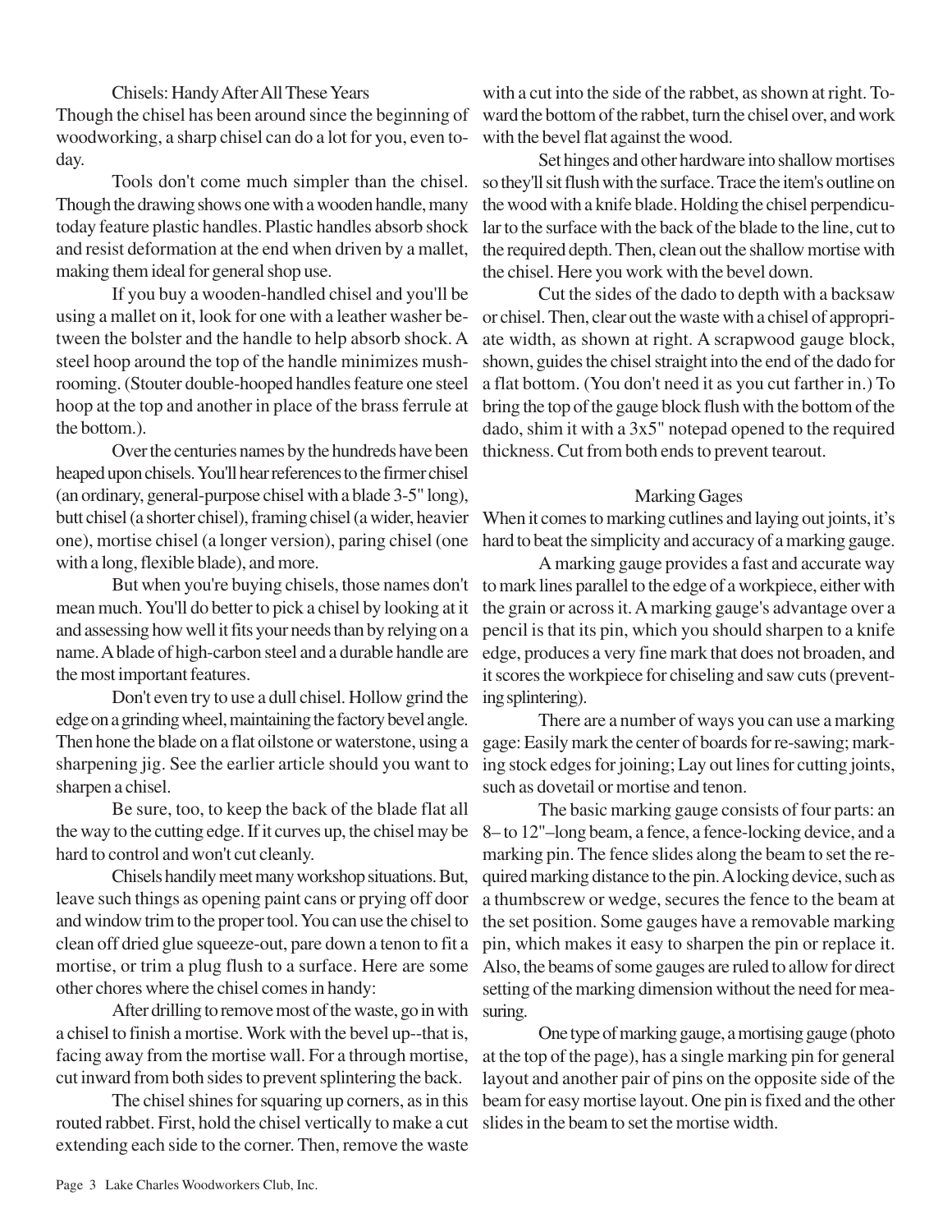## Chisels: Handy After All These Years

Though the chisel has been around since the beginning of woodworking, a sharp chisel can do a lot for you, even today.

Tools don't come much simpler than the chisel. Though the drawing shows one with a wooden handle, many today feature plastic handles. Plastic handles absorb shock and resist deformation at the end when driven by a mallet, making them ideal for general shop use.

If you buy a wooden-handled chisel and you'll be using a mallet on it, look for one with a leather washer between the bolster and the handle to help absorb shock. A steel hoop around the top of the handle minimizes mushrooming. (Stouter double-hooped handles feature one steel hoop at the top and another in place of the brass ferrule at the bottom.).

Over the centuries names by the hundreds have been heaped upon chisels. You'll hear references to the firmer chisel (an ordinary, general-purpose chisel with a blade 3-5" long), butt chisel (a shorter chisel), framing chisel (a wider, heavier one), mortise chisel (a longer version), paring chisel (one with a long, flexible blade), and more.

But when you're buying chisels, those names don't mean much. You'll do better to pick a chisel by looking at it and assessing how well it fits your needs than by relying on a name. A blade of high-carbon steel and a durable handle are the most important features.

Don't even try to use a dull chisel. Hollow grind the edge on a grinding wheel, maintaining the factory bevel angle. Then hone the blade on a flat oilstone or waterstone, using a sharpening jig. See the earlier article should you want to sharpen a chisel.

Be sure, too, to keep the back of the blade flat all the way to the cutting edge. If it curves up, the chisel may be hard to control and won't cut cleanly.

Chisels handily meet many workshop situations. But, leave such things as opening paint cans or prying off door and window trim to the proper tool. You can use the chisel to clean off dried glue squeeze-out, pare down a tenon to fit a mortise, or trim a plug flush to a surface. Here are some other chores where the chisel comes in handy:

After drilling to remove most of the waste, go in with a chisel to finish a mortise. Work with the bevel up--that is, facing away from the mortise wall. For a through mortise, cut inward from both sides to prevent splintering the back.

The chisel shines for squaring up corners, as in this routed rabbet. First, hold the chisel vertically to make a cut extending each side to the corner. Then, remove the waste with a cut into the side of the rabbet, as shown at right. Toward the bottom of the rabbet, turn the chisel over, and work with the bevel flat against the wood.

Set hinges and other hardware into shallow mortises so they'll sit flush with the surface. Trace the item's outline on the wood with a knife blade. Holding the chisel perpendicular to the surface with the back of the blade to the line, cut to the required depth. Then, clean out the shallow mortise with the chisel. Here you work with the bevel down.

Cut the sides of the dado to depth with a backsaw or chisel. Then, clear out the waste with a chisel of appropriate width, as shown at right. A scrapwood gauge block, shown, guides the chisel straight into the end of the dado for a flat bottom. (You don't need it as you cut farther in.) To bring the top of the gauge block flush with the bottom of the dado, shim it with a 3x5" notepad opened to the required thickness. Cut from both ends to prevent tearout.

## Marking Gages

When it comes to marking cutlines and laying out joints, it's hard to beat the simplicity and accuracy of a marking gauge.

A marking gauge provides a fast and accurate way to mark lines parallel to the edge of a workpiece, either with the grain or across it. A marking gauge's advantage over a pencil is that its pin, which you should sharpen to a knife edge, produces a very fine mark that does not broaden, and it scores the workpiece for chiseling and saw cuts (preventing splintering).

There are a number of ways you can use a marking gage: Easily mark the center of boards for re-sawing; marking stock edges for joining; Lay out lines for cutting joints, such as dovetail or mortise and tenon.

The basic marking gauge consists of four parts: an 8– to 12"–long beam, a fence, a fence-locking device, and a marking pin. The fence slides along the beam to set the required marking distance to the pin. A locking device, such as a thumbscrew or wedge, secures the fence to the beam at the set position. Some gauges have a removable marking pin, which makes it easy to sharpen the pin or replace it. Also, the beams of some gauges are ruled to allow for direct setting of the marking dimension without the need for measuring.

One type of marking gauge, a mortising gauge (photo at the top of the page), has a single marking pin for general layout and another pair of pins on the opposite side of the beam for easy mortise layout. One pin is fixed and the other slides in the beam to set the mortise width.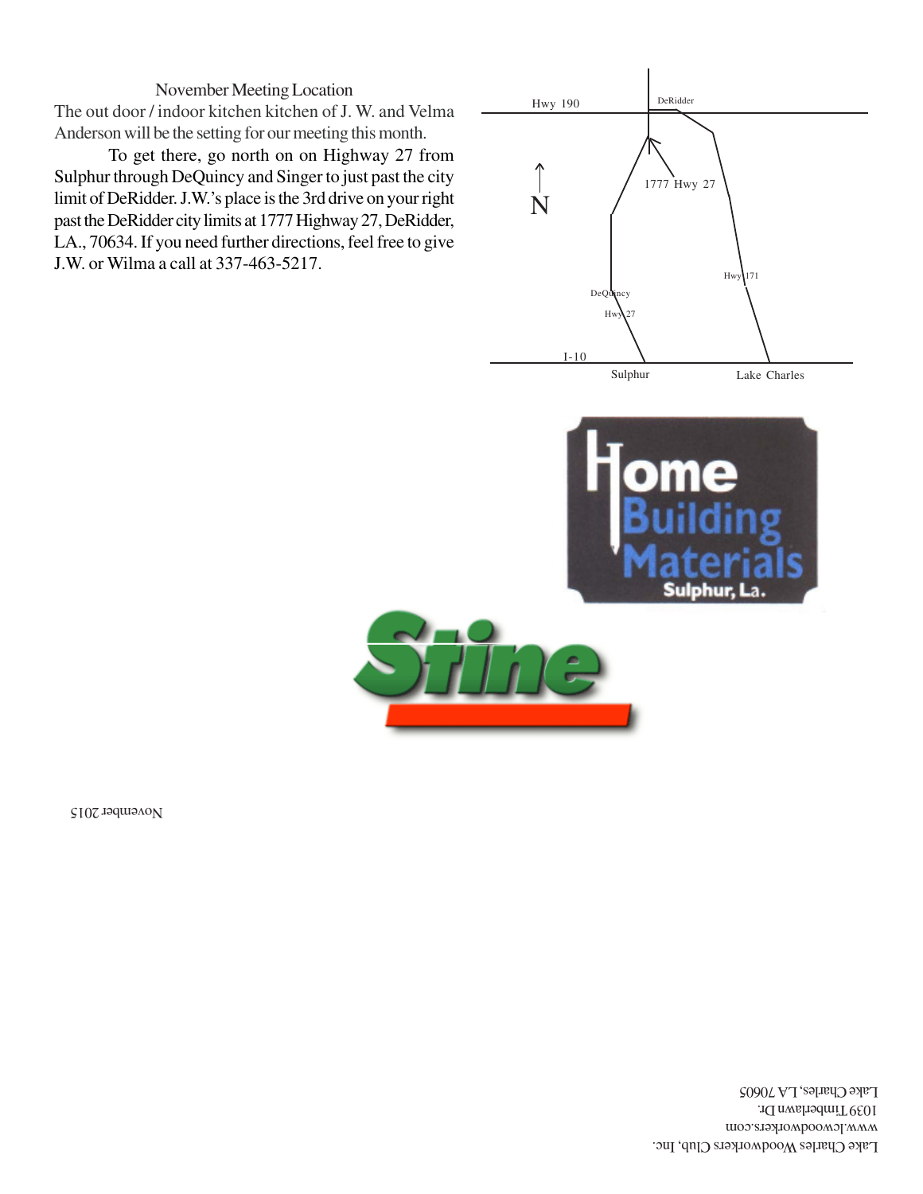November Meeting Location

The out door / indoor kitchen kitchen of J. W. and Velma Anderson will be the setting for our meeting this month.

To get there, go north on on Highway 27 from Sulphur through DeQuincy and Singer to just past the city limit of DeRidder. J.W.'s place is the 3rd drive on your right past the DeRidder city limits at 1777 Highway 27, DeRidder, LA., 70634. If you need further directions, feel free to give J.W. or Wilma a call at 337-463-5217.

Hwy 190

DeRidder

N

1777 Hwy 27

Hwy 171

DeQuincy

Hwy 27

I-10

Sulphur

Lake Charles

Home Building Materials

Sulphur, La.

Stine

November 2015

Lake Charles Woodworkers Club, Inc.
www.lcwoodworkers.com
1039 Timberlawn Dr.
Lake Charles, LA 70605